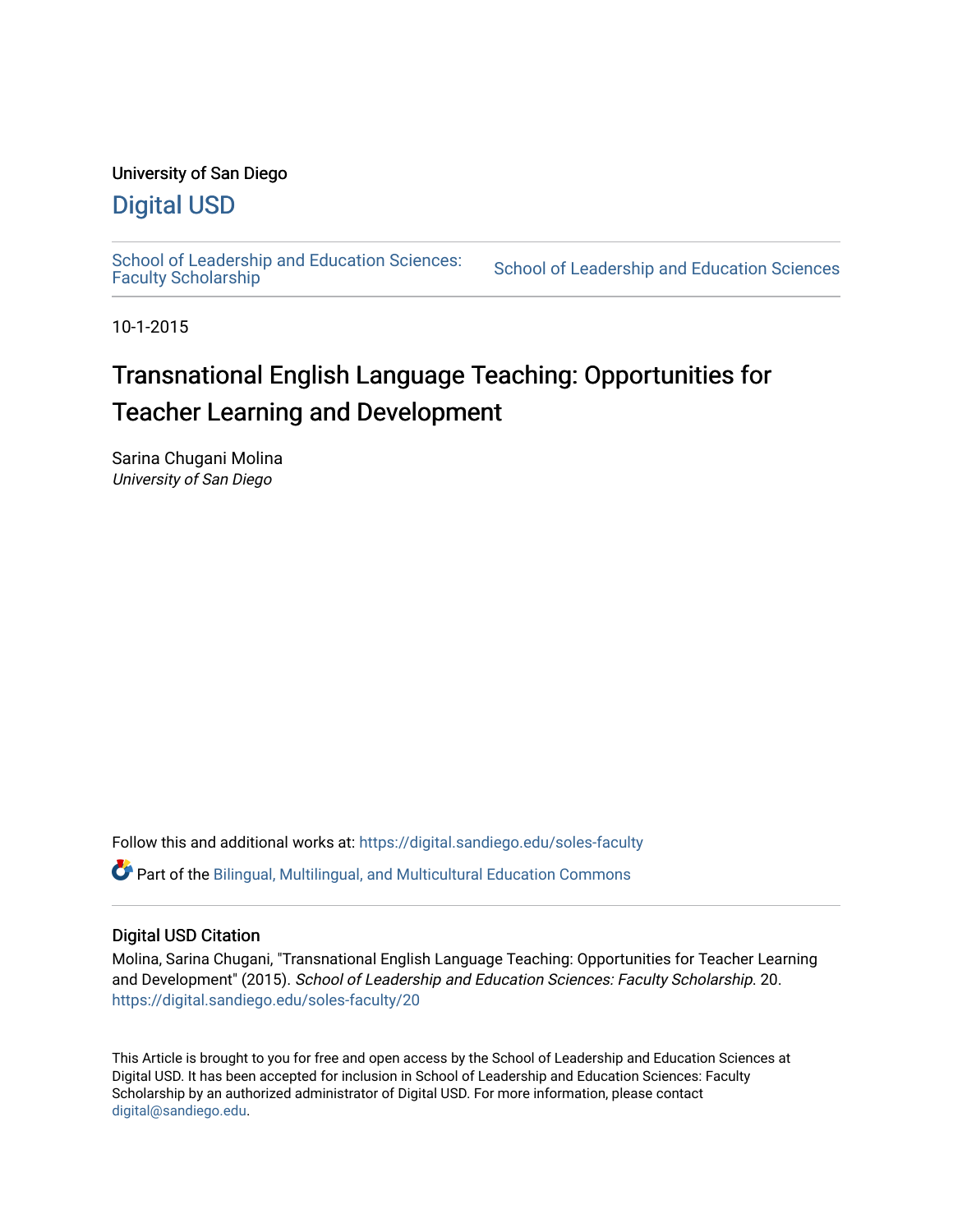University of San Diego

# Digital USD

School of Leadership and Education Sciences: Faculty Scholarship | School of Leadership and Education Sciences

10-1-2015

## Transnational English Language Teaching: Opportunities for Teacher Learning and Development

Sarina Chugani Molina
*University of San Diego*

Follow this and additional works at: https://digital.sandiego.edu/soles-faculty

Part of the Bilingual, Multilingual, and Multicultural Education Commons

### Digital USD Citation

Molina, Sarina Chugani, "Transnational English Language Teaching: Opportunities for Teacher Learning and Development" (2015). *School of Leadership and Education Sciences: Faculty Scholarship*. 20.
https://digital.sandiego.edu/soles-faculty/20

This Article is brought to you for free and open access by the School of Leadership and Education Sciences at Digital USD. It has been accepted for inclusion in School of Leadership and Education Sciences: Faculty Scholarship by an authorized administrator of Digital USD. For more information, please contact digital@sandiego.edu.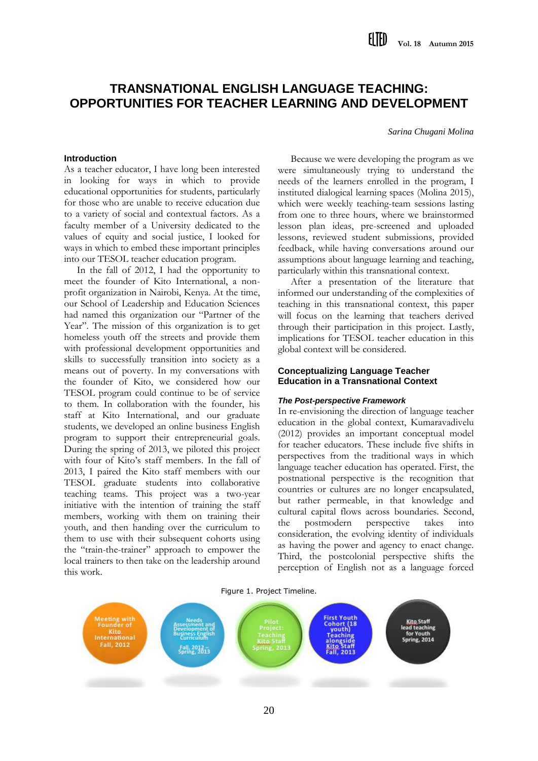# TRANSNATIONAL ENGLISH LANGUAGE TEACHING: OPPORTUNITIES FOR TEACHER LEARNING AND DEVELOPMENT

*Sarina Chugani Molina*

## Introduction

As a teacher educator, I have long been interested in looking for ways in which to provide educational opportunities for students, particularly for those who are unable to receive education due to a variety of social and contextual factors. As a faculty member of a University dedicated to the values of equity and social justice, I looked for ways in which to embed these important principles into our TESOL teacher education program.

In the fall of 2012, I had the opportunity to meet the founder of Kito International, a non-profit organization in Nairobi, Kenya. At the time, our School of Leadership and Education Sciences had named this organization our "Partner of the Year". The mission of this organization is to get homeless youth off the streets and provide them with professional development opportunities and skills to successfully transition into society as a means out of poverty. In my conversations with the founder of Kito, we considered how our TESOL program could continue to be of service to them. In collaboration with the founder, his staff at Kito International, and our graduate students, we developed an online business English program to support their entrepreneurial goals. During the spring of 2013, we piloted this project with four of Kito's staff members. In the fall of 2013, I paired the Kito staff members with our TESOL graduate students into collaborative teaching teams. This project was a two-year initiative with the intention of training the staff members, working with them on training their youth, and then handing over the curriculum to them to use with their subsequent cohorts using the "train-the-trainer" approach to empower the local trainers to then take on the leadership around this work.

Because we were developing the program as we were simultaneously trying to understand the needs of the learners enrolled in the program, I instituted dialogical learning spaces (Molina 2015), which were weekly teaching-team sessions lasting from one to three hours, where we brainstormed lesson plan ideas, pre-screened and uploaded lessons, reviewed student submissions, provided feedback, while having conversations around our assumptions about language learning and teaching, particularly within this transnational context.

After a presentation of the literature that informed our understanding of the complexities of teaching in this transnational context, this paper will focus on the learning that teachers derived through their participation in this project. Lastly, implications for TESOL teacher education in this global context will be considered.

## Conceptualizing Language Teacher Education in a Transnational Context

### *The Post-perspective Framework*

In re-envisioning the direction of language teacher education in the global context, Kumaravadivelu (2012) provides an important conceptual model for teacher educators. These include five shifts in perspectives from the traditional ways in which language teacher education has operated. First, the postnational perspective is the recognition that countries or cultures are no longer encapsulated, but rather permeable, in that knowledge and cultural capital flows across boundaries. Second, the postmodern perspective takes into consideration, the evolving identity of individuals as having the power and agency to enact change. Third, the postcolonial perspective shifts the perception of English not as a language forced

Figure 1. Project Timeline.

- Meeting with Founder of Kito International Fall, 2012
- Needs Assessment and Development of Business English Curriculum Fall, 2012 – Spring, 2013
- Pilot Project: Teaching Kito Staff Spring, 2013
- First Youth Cohort (18 youth) Teaching alongside Kito Staff Fall, 2013
- Kito Staff lead teaching for Youth Spring, 2014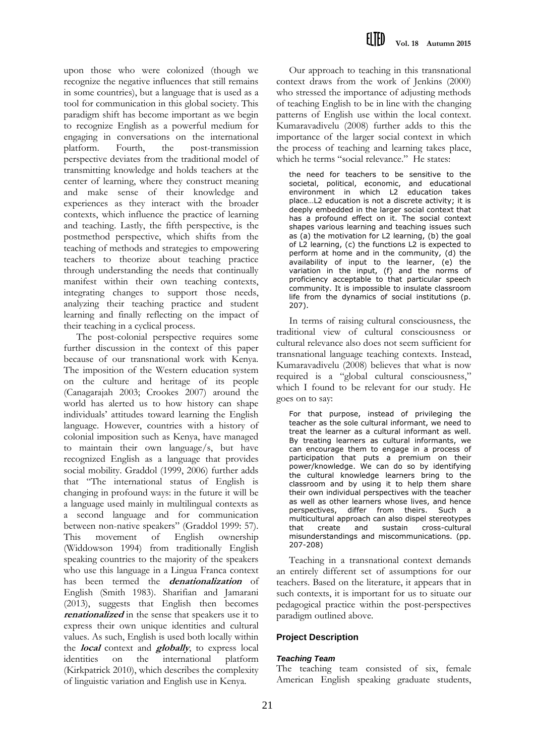upon those who were colonized (though we recognize the negative influences that still remains in some countries), but a language that is used as a tool for communication in this global society. This paradigm shift has become important as we begin to recognize English as a powerful medium for engaging in conversations on the international platform. Fourth, the post-transmission perspective deviates from the traditional model of transmitting knowledge and holds teachers at the center of learning, where they construct meaning and make sense of their knowledge and experiences as they interact with the broader contexts, which influence the practice of learning and teaching. Lastly, the fifth perspective, is the postmethod perspective, which shifts from the teaching of methods and strategies to empowering teachers to theorize about teaching practice through understanding the needs that continually manifest within their own teaching contexts, integrating changes to support those needs, analyzing their teaching practice and student learning and finally reflecting on the impact of their teaching in a cyclical process.

The post-colonial perspective requires some further discussion in the context of this paper because of our transnational work with Kenya. The imposition of the Western education system on the culture and heritage of its people (Canagarajah 2003; Crookes 2007) around the world has alerted us to how history can shape individuals' attitudes toward learning the English language. However, countries with a history of colonial imposition such as Kenya, have managed to maintain their own language/s, but have recognized English as a language that provides social mobility. Graddol (1999, 2006) further adds that "The international status of English is changing in profound ways: in the future it will be a language used mainly in multilingual contexts as a second language and for communication between non-native speakers" (Graddol 1999: 57). This movement of English ownership (Widdowson 1994) from traditionally English speaking countries to the majority of the speakers who use this language in a Lingua Franca context has been termed the ***denationalization*** of English (Smith 1983). Sharifian and Jamarani (2013), suggests that English then becomes ***renationalized*** in the sense that speakers use it to express their own unique identities and cultural values. As such, English is used both locally within the ***local*** context and ***globally***, to express local identities on the international platform (Kirkpatrick 2010), which describes the complexity of linguistic variation and English use in Kenya.

Our approach to teaching in this transnational context draws from the work of Jenkins (2000) who stressed the importance of adjusting methods of teaching English to be in line with the changing patterns of English use within the local context. Kumaravadivelu (2008) further adds to this the importance of the larger social context in which the process of teaching and learning takes place, which he terms "social relevance." He states:

> the need for teachers to be sensitive to the societal, political, economic, and educational environment in which L2 education takes place…L2 education is not a discrete activity; it is deeply embedded in the larger social context that has a profound effect on it. The social context shapes various learning and teaching issues such as (a) the motivation for L2 learning, (b) the goal of L2 learning, (c) the functions L2 is expected to perform at home and in the community, (d) the availability of input to the learner, (e) the variation in the input, (f) and the norms of proficiency acceptable to that particular speech community. It is impossible to insulate classroom life from the dynamics of social institutions (p. 207).

In terms of raising cultural consciousness, the traditional view of cultural consciousness or cultural relevance also does not seem sufficient for transnational language teaching contexts. Instead, Kumaravadivelu (2008) believes that what is now required is a "global cultural consciousness," which I found to be relevant for our study. He goes on to say:

> For that purpose, instead of privileging the teacher as the sole cultural informant, we need to treat the learner as a cultural informant as well. By treating learners as cultural informants, we can encourage them to engage in a process of participation that puts a premium on their power/knowledge. We can do so by identifying the cultural knowledge learners bring to the classroom and by using it to help them share their own individual perspectives with the teacher as well as other learners whose lives, and hence perspectives, differ from theirs. Such a multicultural approach can also dispel stereotypes that create and sustain cross-cultural misunderstandings and miscommunications. (pp. 207-208)

Teaching in a transnational context demands an entirely different set of assumptions for our teachers. Based on the literature, it appears that in such contexts, it is important for us to situate our pedagogical practice within the post-perspectives paradigm outlined above.

## Project Description

### *Teaching Team*

The teaching team consisted of six, female American English speaking graduate students,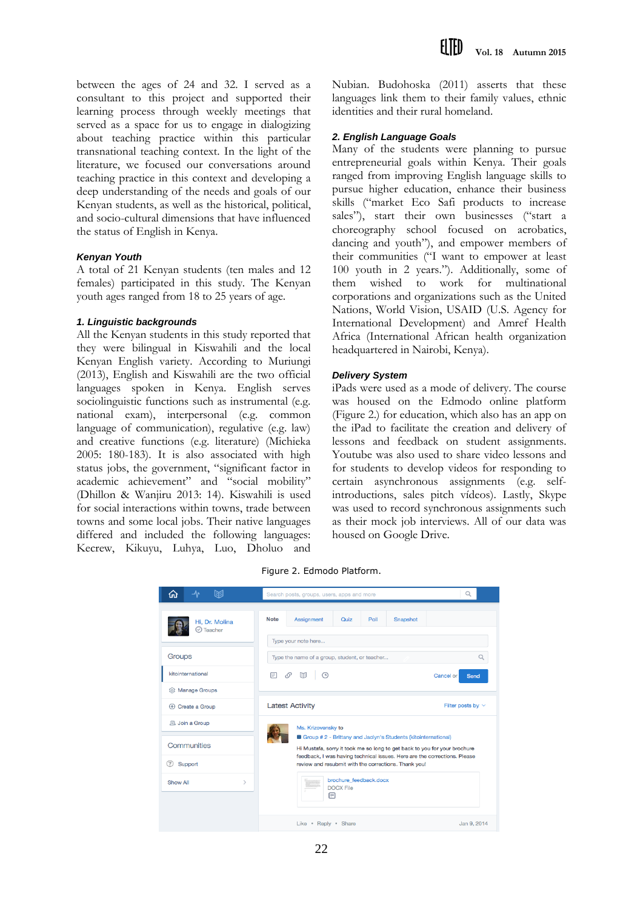between the ages of 24 and 32. I served as a consultant to this project and supported their learning process through weekly meetings that served as a space for us to engage in dialogizing about teaching practice within this particular transnational teaching context. In the light of the literature, we focused our conversations around teaching practice in this context and developing a deep understanding of the needs and goals of our Kenyan students, as well as the historical, political, and socio-cultural dimensions that have influenced the status of English in Kenya.

### *Kenyan Youth*

A total of 21 Kenyan students (ten males and 12 females) participated in this study. The Kenyan youth ages ranged from 18 to 25 years of age.

#### *1. Linguistic backgrounds*

All the Kenyan students in this study reported that they were bilingual in Kiswahili and the local Kenyan English variety. According to Muriungi (2013), English and Kiswahili are the two official languages spoken in Kenya. English serves sociolinguistic functions such as instrumental (e.g. national exam), interpersonal (e.g. common language of communication), regulative (e.g. law) and creative functions (e.g. literature) (Michieka 2005: 180-183). It is also associated with high status jobs, the government, "significant factor in academic achievement" and "social mobility" (Dhillon & Wanjiru 2013: 14). Kiswahili is used for social interactions within towns, trade between towns and some local jobs. Their native languages differed and included the following languages: Kecrew, Kikuyu, Luhya, Luo, Dholuo and Nubian. Budohoska (2011) asserts that these languages link them to their family values, ethnic identities and their rural homeland.

#### *2. English Language Goals*

Many of the students were planning to pursue entrepreneurial goals within Kenya. Their goals ranged from improving English language skills to pursue higher education, enhance their business skills ("market Eco Safi products to increase sales"), start their own businesses ("start a choreography school focused on acrobatics, dancing and youth"), and empower members of their communities ("I want to empower at least 100 youth in 2 years."). Additionally, some of them wished to work for multinational corporations and organizations such as the United Nations, World Vision, USAID (U.S. Agency for International Development) and Amref Health Africa (International African health organization headquartered in Nairobi, Kenya).

### *Delivery System*

iPads were used as a mode of delivery. The course was housed on the Edmodo online platform (Figure 2.) for education, which also has an app on the iPad to facilitate the creation and delivery of lessons and feedback on student assignments. Youtube was also used to share video lessons and for students to develop videos for responding to certain asynchronous assignments (e.g. self-introductions, sales pitch vídeos). Lastly, Skype was used to record synchronous assignments such as their mock job interviews. All of our data was housed on Google Drive.

Figure 2. Edmodo Platform.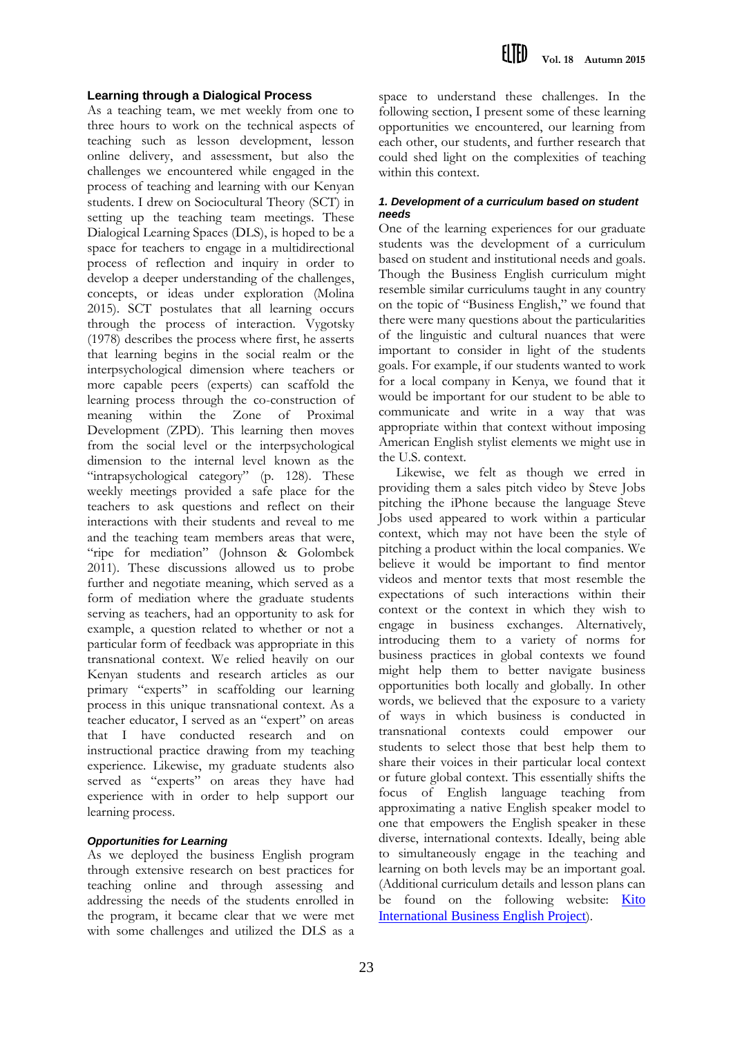### Learning through a Dialogical Process

As a teaching team, we met weekly from one to three hours to work on the technical aspects of teaching such as lesson development, lesson online delivery, and assessment, but also the challenges we encountered while engaged in the process of teaching and learning with our Kenyan students. I drew on Sociocultural Theory (SCT) in setting up the teaching team meetings. These Dialogical Learning Spaces (DLS), is hoped to be a space for teachers to engage in a multidirectional process of reflection and inquiry in order to develop a deeper understanding of the challenges, concepts, or ideas under exploration (Molina 2015). SCT postulates that all learning occurs through the process of interaction. Vygotsky (1978) describes the process where first, he asserts that learning begins in the social realm or the interpsychological dimension where teachers or more capable peers (experts) can scaffold the learning process through the co-construction of meaning within the Zone of Proximal Development (ZPD). This learning then moves from the social level or the interpsychological dimension to the internal level known as the "intrapsychological category" (p. 128). These weekly meetings provided a safe place for the teachers to ask questions and reflect on their interactions with their students and reveal to me and the teaching team members areas that were, "ripe for mediation" (Johnson & Golombek 2011). These discussions allowed us to probe further and negotiate meaning, which served as a form of mediation where the graduate students serving as teachers, had an opportunity to ask for example, a question related to whether or not a particular form of feedback was appropriate in this transnational context. We relied heavily on our Kenyan students and research articles as our primary "experts" in scaffolding our learning process in this unique transnational context. As a teacher educator, I served as an "expert" on areas that I have conducted research and on instructional practice drawing from my teaching experience. Likewise, my graduate students also served as "experts" on areas they have had experience with in order to help support our learning process.

#### *Opportunities for Learning*

As we deployed the business English program through extensive research on best practices for teaching online and through assessing and addressing the needs of the students enrolled in the program, it became clear that we were met with some challenges and utilized the DLS as a space to understand these challenges. In the following section, I present some of these learning opportunities we encountered, our learning from each other, our students, and further research that could shed light on the complexities of teaching within this context.

#### *1. Development of a curriculum based on student needs*

One of the learning experiences for our graduate students was the development of a curriculum based on student and institutional needs and goals. Though the Business English curriculum might resemble similar curriculums taught in any country on the topic of "Business English," we found that there were many questions about the particularities of the linguistic and cultural nuances that were important to consider in light of the students goals. For example, if our students wanted to work for a local company in Kenya, we found that it would be important for our student to be able to communicate and write in a way that was appropriate within that context without imposing American English stylist elements we might use in the U.S. context.

Likewise, we felt as though we erred in providing them a sales pitch video by Steve Jobs pitching the iPhone because the language Steve Jobs used appeared to work within a particular context, which may not have been the style of pitching a product within the local companies. We believe it would be important to find mentor videos and mentor texts that most resemble the expectations of such interactions within their context or the context in which they wish to engage in business exchanges. Alternatively, introducing them to a variety of norms for business practices in global contexts we found might help them to better navigate business opportunities both locally and globally. In other words, we believed that the exposure to a variety of ways in which business is conducted in transnational contexts could empower our students to select those that best help them to share their voices in their particular local context or future global context. This essentially shifts the focus of English language teaching from approximating a native English speaker model to one that empowers the English speaker in these diverse, international contexts. Ideally, being able to simultaneously engage in the teaching and learning on both levels may be an important goal. (Additional curriculum details and lesson plans can be found on the following website: Kito International Business English Project).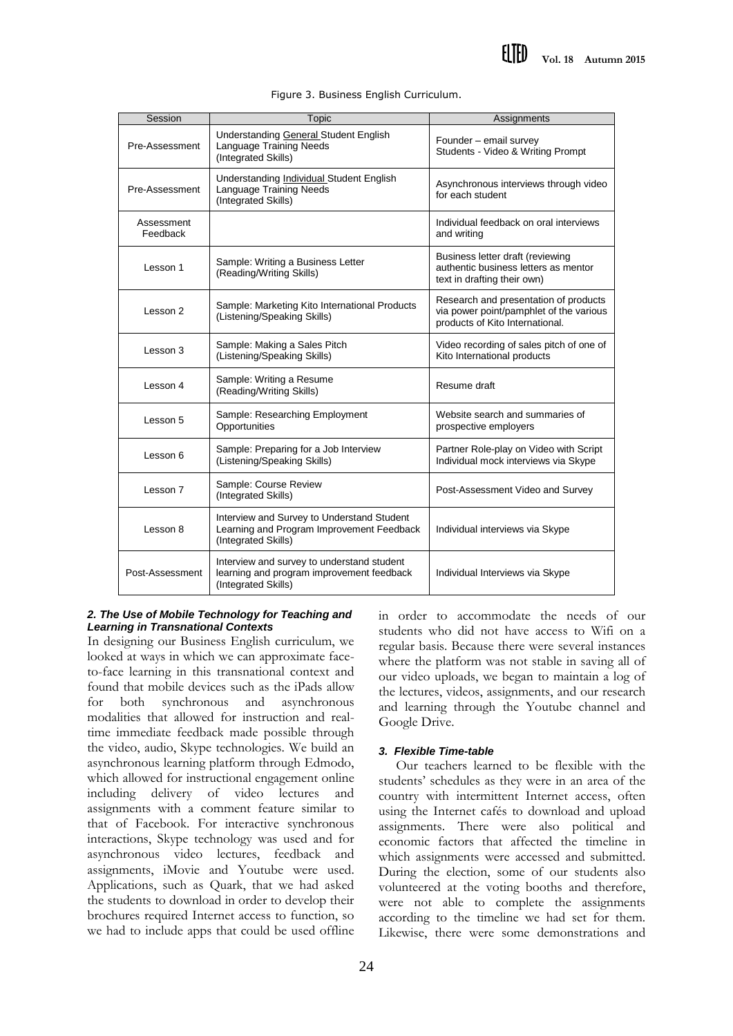Figure 3. Business English Curriculum.

| Session | Topic | Assignments |
|---|---|---|
| Pre-Assessment | Understanding General Student English Language Training Needs (Integrated Skills) | Founder – email survey Students - Video & Writing Prompt |
| Pre-Assessment | Understanding Individual Student English Language Training Needs (Integrated Skills) | Asynchronous interviews through video for each student |
| Assessment Feedback | | Individual feedback on oral interviews and writing |
| Lesson 1 | Sample: Writing a Business Letter (Reading/Writing Skills) | Business letter draft (reviewing authentic business letters as mentor text in drafting their own) |
| Lesson 2 | Sample: Marketing Kito International Products (Listening/Speaking Skills) | Research and presentation of products via power point/pamphlet of the various products of Kito International. |
| Lesson 3 | Sample: Making a Sales Pitch (Listening/Speaking Skills) | Video recording of sales pitch of one of Kito International products |
| Lesson 4 | Sample: Writing a Resume (Reading/Writing Skills) | Resume draft |
| Lesson 5 | Sample: Researching Employment Opportunities | Website search and summaries of prospective employers |
| Lesson 6 | Sample: Preparing for a Job Interview (Listening/Speaking Skills) | Partner Role-play on Video with Script Individual mock interviews via Skype |
| Lesson 7 | Sample: Course Review (Integrated Skills) | Post-Assessment Video and Survey |
| Lesson 8 | Interview and Survey to Understand Student Learning and Program Improvement Feedback (Integrated Skills) | Individual interviews via Skype |
| Post-Assessment | Interview and survey to understand student learning and program improvement feedback (Integrated Skills) | Individual Interviews via Skype |

### *2. The Use of Mobile Technology for Teaching and Learning in Transnational Contexts*

In designing our Business English curriculum, we looked at ways in which we can approximate face-to-face learning in this transnational context and found that mobile devices such as the iPads allow for both synchronous and asynchronous modalities that allowed for instruction and real-time immediate feedback made possible through the video, audio, Skype technologies. We build an asynchronous learning platform through Edmodo, which allowed for instructional engagement online including delivery of video lectures and assignments with a comment feature similar to that of Facebook. For interactive synchronous interactions, Skype technology was used and for asynchronous video lectures, feedback and assignments, iMovie and Youtube were used. Applications, such as Quark, that we had asked the students to download in order to develop their brochures required Internet access to function, so we had to include apps that could be used offline in order to accommodate the needs of our students who did not have access to Wifi on a regular basis. Because there were several instances where the platform was not stable in saving all of our video uploads, we began to maintain a log of the lectures, videos, assignments, and our research and learning through the Youtube channel and Google Drive.

### *3. Flexible Time-table*

Our teachers learned to be flexible with the students' schedules as they were in an area of the country with intermittent Internet access, often using the Internet cafés to download and upload assignments. There were also political and economic factors that affected the timeline in which assignments were accessed and submitted. During the election, some of our students also volunteered at the voting booths and therefore, were not able to complete the assignments according to the timeline we had set for them. Likewise, there were some demonstrations and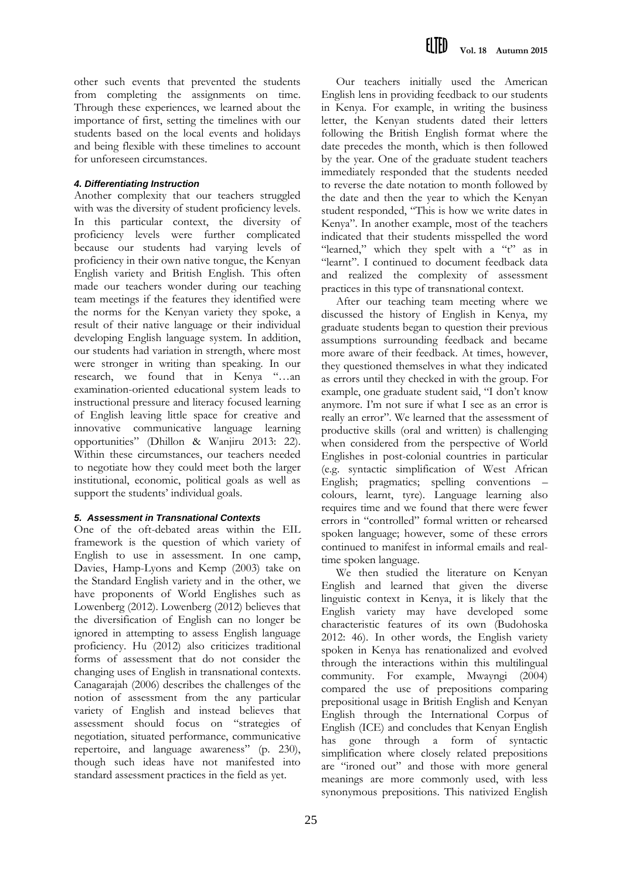other such events that prevented the students from completing the assignments on time. Through these experiences, we learned about the importance of first, setting the timelines with our students based on the local events and holidays and being flexible with these timelines to account for unforeseen circumstances.

#### *4. Differentiating Instruction*

Another complexity that our teachers struggled with was the diversity of student proficiency levels. In this particular context, the diversity of proficiency levels were further complicated because our students had varying levels of proficiency in their own native tongue, the Kenyan English variety and British English. This often made our teachers wonder during our teaching team meetings if the features they identified were the norms for the Kenyan variety they spoke, a result of their native language or their individual developing English language system. In addition, our students had variation in strength, where most were stronger in writing than speaking. In our research, we found that in Kenya "…an examination-oriented educational system leads to instructional pressure and literacy focused learning of English leaving little space for creative and innovative communicative language learning opportunities" (Dhillon & Wanjiru 2013: 22). Within these circumstances, our teachers needed to negotiate how they could meet both the larger institutional, economic, political goals as well as support the students' individual goals.

#### *5. Assessment in Transnational Contexts*

One of the oft-debated areas within the EIL framework is the question of which variety of English to use in assessment. In one camp, Davies, Hamp-Lyons and Kemp (2003) take on the Standard English variety and in the other, we have proponents of World Englishes such as Lowenberg (2012). Lowenberg (2012) believes that the diversification of English can no longer be ignored in attempting to assess English language proficiency. Hu (2012) also criticizes traditional forms of assessment that do not consider the changing uses of English in transnational contexts. Canagarajah (2006) describes the challenges of the notion of assessment from the any particular variety of English and instead believes that assessment should focus on "strategies of negotiation, situated performance, communicative repertoire, and language awareness" (p. 230), though such ideas have not manifested into standard assessment practices in the field as yet.

Our teachers initially used the American English lens in providing feedback to our students in Kenya. For example, in writing the business letter, the Kenyan students dated their letters following the British English format where the date precedes the month, which is then followed by the year. One of the graduate student teachers immediately responded that the students needed to reverse the date notation to month followed by the date and then the year to which the Kenyan student responded, "This is how we write dates in Kenya". In another example, most of the teachers indicated that their students misspelled the word "learned," which they spelt with a "t" as in "learnt". I continued to document feedback data and realized the complexity of assessment practices in this type of transnational context.

After our teaching team meeting where we discussed the history of English in Kenya, my graduate students began to question their previous assumptions surrounding feedback and became more aware of their feedback. At times, however, they questioned themselves in what they indicated as errors until they checked in with the group. For example, one graduate student said, "I don't know anymore. I'm not sure if what I see as an error is really an error". We learned that the assessment of productive skills (oral and written) is challenging when considered from the perspective of World Englishes in post-colonial countries in particular (e.g. syntactic simplification of West African English; pragmatics; spelling conventions – colours, learnt, tyre). Language learning also requires time and we found that there were fewer errors in "controlled" formal written or rehearsed spoken language; however, some of these errors continued to manifest in informal emails and real-time spoken language.

We then studied the literature on Kenyan English and learned that given the diverse linguistic context in Kenya, it is likely that the English variety may have developed some characteristic features of its own (Budohoska 2012: 46). In other words, the English variety spoken in Kenya has renationalized and evolved through the interactions within this multilingual community. For example, Mwayngi (2004) compared the use of prepositions comparing prepositional usage in British English and Kenyan English through the International Corpus of English (ICE) and concludes that Kenyan English has gone through a form of syntactic simplification where closely related prepositions are "ironed out" and those with more general meanings are more commonly used, with less synonymous prepositions. This nativized English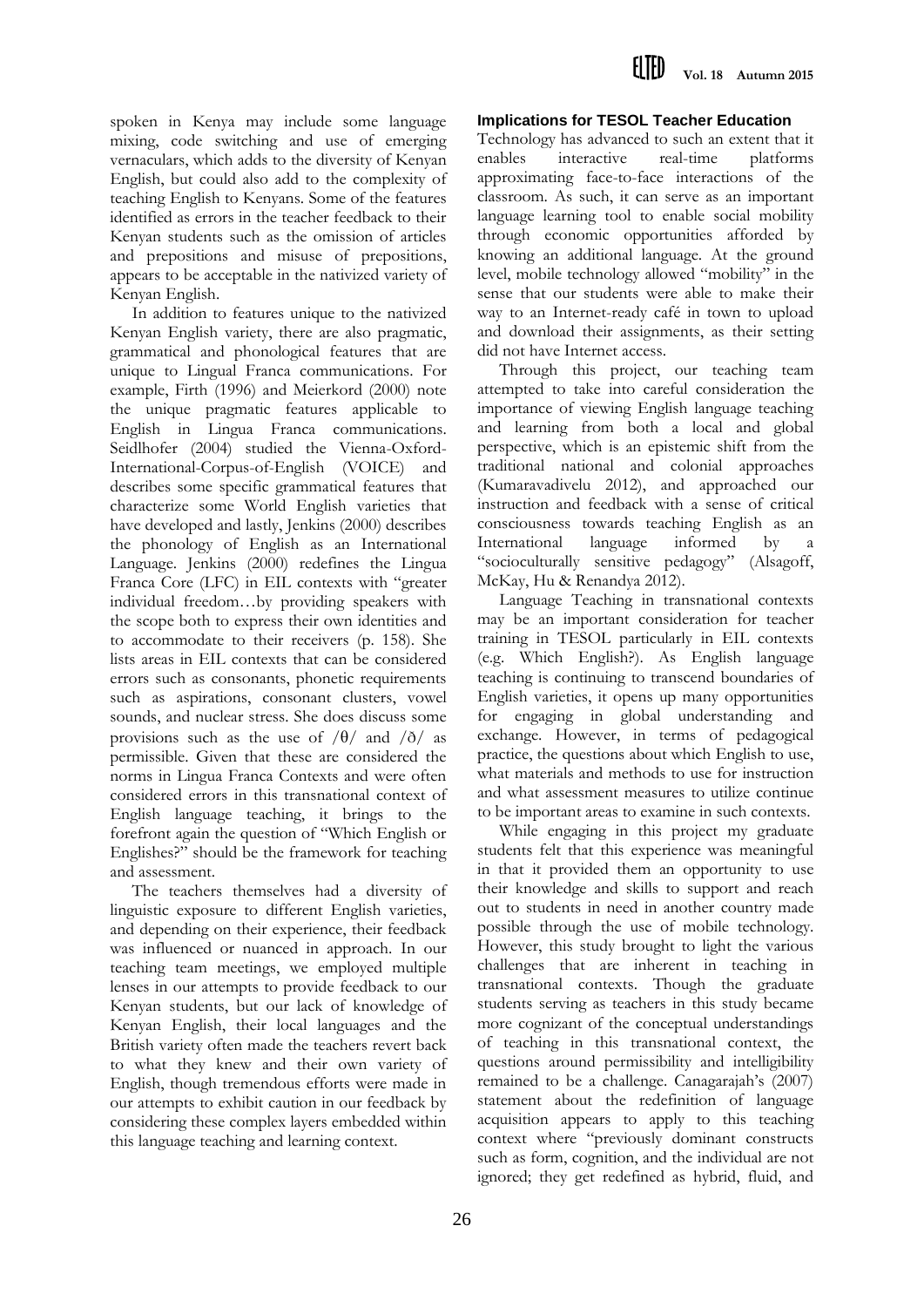spoken in Kenya may include some language mixing, code switching and use of emerging vernaculars, which adds to the diversity of Kenyan English, but could also add to the complexity of teaching English to Kenyans. Some of the features identified as errors in the teacher feedback to their Kenyan students such as the omission of articles and prepositions and misuse of prepositions, appears to be acceptable in the nativized variety of Kenyan English.

In addition to features unique to the nativized Kenyan English variety, there are also pragmatic, grammatical and phonological features that are unique to Lingual Franca communications. For example, Firth (1996) and Meierkord (2000) note the unique pragmatic features applicable to English in Lingua Franca communications. Seidlhofer (2004) studied the Vienna-Oxford-International-Corpus-of-English (VOICE) and describes some specific grammatical features that characterize some World English varieties that have developed and lastly, Jenkins (2000) describes the phonology of English as an International Language. Jenkins (2000) redefines the Lingua Franca Core (LFC) in EIL contexts with "greater individual freedom…by providing speakers with the scope both to express their own identities and to accommodate to their receivers (p. 158). She lists areas in EIL contexts that can be considered errors such as consonants, phonetic requirements such as aspirations, consonant clusters, vowel sounds, and nuclear stress. She does discuss some provisions such as the use of /θ/ and /ð/ as permissible. Given that these are considered the norms in Lingua Franca Contexts and were often considered errors in this transnational context of English language teaching, it brings to the forefront again the question of "Which English or Englishes?" should be the framework for teaching and assessment.

The teachers themselves had a diversity of linguistic exposure to different English varieties, and depending on their experience, their feedback was influenced or nuanced in approach. In our teaching team meetings, we employed multiple lenses in our attempts to provide feedback to our Kenyan students, but our lack of knowledge of Kenyan English, their local languages and the British variety often made the teachers revert back to what they knew and their own variety of English, though tremendous efforts were made in our attempts to exhibit caution in our feedback by considering these complex layers embedded within this language teaching and learning context.

## Implications for TESOL Teacher Education

Technology has advanced to such an extent that it enables interactive real-time platforms approximating face-to-face interactions of the classroom. As such, it can serve as an important language learning tool to enable social mobility through economic opportunities afforded by knowing an additional language. At the ground level, mobile technology allowed "mobility" in the sense that our students were able to make their way to an Internet-ready café in town to upload and download their assignments, as their setting did not have Internet access.

Through this project, our teaching team attempted to take into careful consideration the importance of viewing English language teaching and learning from both a local and global perspective, which is an epistemic shift from the traditional national and colonial approaches (Kumaravadivelu 2012), and approached our instruction and feedback with a sense of critical consciousness towards teaching English as an International language informed by a "socioculturally sensitive pedagogy" (Alsagoff, McKay, Hu & Renandya 2012).

Language Teaching in transnational contexts may be an important consideration for teacher training in TESOL particularly in EIL contexts (e.g. Which English?). As English language teaching is continuing to transcend boundaries of English varieties, it opens up many opportunities for engaging in global understanding and exchange. However, in terms of pedagogical practice, the questions about which English to use, what materials and methods to use for instruction and what assessment measures to utilize continue to be important areas to examine in such contexts.

While engaging in this project my graduate students felt that this experience was meaningful in that it provided them an opportunity to use their knowledge and skills to support and reach out to students in need in another country made possible through the use of mobile technology. However, this study brought to light the various challenges that are inherent in teaching in transnational contexts. Though the graduate students serving as teachers in this study became more cognizant of the conceptual understandings of teaching in this transnational context, the questions around permissibility and intelligibility remained to be a challenge. Canagarajah's (2007) statement about the redefinition of language acquisition appears to apply to this teaching context where "previously dominant constructs such as form, cognition, and the individual are not ignored; they get redefined as hybrid, fluid, and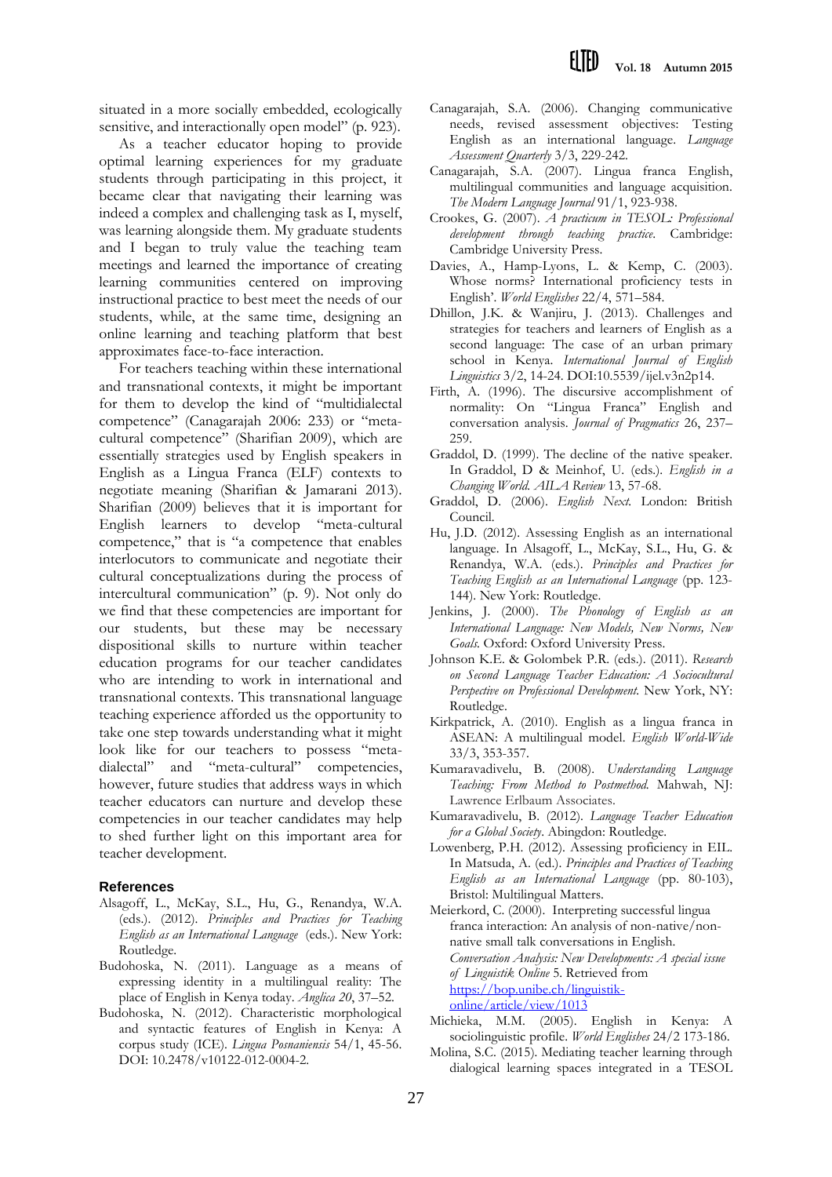situated in a more socially embedded, ecologically sensitive, and interactionally open model" (p. 923).

As a teacher educator hoping to provide optimal learning experiences for my graduate students through participating in this project, it became clear that navigating their learning was indeed a complex and challenging task as I, myself, was learning alongside them. My graduate students and I began to truly value the teaching team meetings and learned the importance of creating learning communities centered on improving instructional practice to best meet the needs of our students, while, at the same time, designing an online learning and teaching platform that best approximates face-to-face interaction.

For teachers teaching within these international and transnational contexts, it might be important for them to develop the kind of "multidialectal competence" (Canagarajah 2006: 233) or "meta-cultural competence" (Sharifian 2009), which are essentially strategies used by English speakers in English as a Lingua Franca (ELF) contexts to negotiate meaning (Sharifian & Jamarani 2013). Sharifian (2009) believes that it is important for English learners to develop "meta-cultural competence," that is "a competence that enables interlocutors to communicate and negotiate their cultural conceptualizations during the process of intercultural communication" (p. 9). Not only do we find that these competencies are important for our students, but these may be necessary dispositional skills to nurture within teacher education programs for our teacher candidates who are intending to work in international and transnational contexts. This transnational language teaching experience afforded us the opportunity to take one step towards understanding what it might look like for our teachers to possess "meta-dialectal" and "meta-cultural" competencies, however, future studies that address ways in which teacher educators can nurture and develop these competencies in our teacher candidates may help to shed further light on this important area for teacher development.

## References

Alsagoff, L., McKay, S.L., Hu, G., Renandya, W.A. (eds.). (2012). *Principles and Practices for Teaching English as an International Language* (eds.). New York: Routledge.

Budohoska, N. (2011). Language as a means of expressing identity in a multilingual reality: The place of English in Kenya today. *Anglica 20*, 37–52.

Budohoska, N. (2012). Characteristic morphological and syntactic features of English in Kenya: A corpus study (ICE). *Lingua Posnaniensis* 54/1, 45-56. DOI: 10.2478/v10122-012-0004-2.

Canagarajah, S.A. (2006). Changing communicative needs, revised assessment objectives: Testing English as an international language. *Language Assessment Quarterly* 3/3, 229-242.

Canagarajah, S.A. (2007). Lingua franca English, multilingual communities and language acquisition. *The Modern Language Journal* 91/1, 923-938.

Crookes, G. (2007). *A practicum in TESOL: Professional development through teaching practice.* Cambridge: Cambridge University Press.

Davies, A., Hamp-Lyons, L. & Kemp, C. (2003). Whose norms? International proficiency tests in English'. *World Englishes* 22/4, 571–584.

Dhillon, J.K. & Wanjiru, J. (2013). Challenges and strategies for teachers and learners of English as a second language: The case of an urban primary school in Kenya. *International Journal of English Linguistics* 3/2, 14-24. DOI:10.5539/ijel.v3n2p14.

Firth, A. (1996). The discursive accomplishment of normality: On "Lingua Franca" English and conversation analysis. *Journal of Pragmatics* 26, 237–259.

Graddol, D. (1999). The decline of the native speaker. In Graddol, D & Meinhof, U. (eds.). *English in a Changing World. AILA Review* 13, 57-68.

Graddol, D. (2006). *English Next.* London: British Council.

Hu, J.D. (2012). Assessing English as an international language. In Alsagoff, L., McKay, S.L., Hu, G. & Renandya, W.A. (eds.). *Principles and Practices for Teaching English as an International Language* (pp. 123-144). New York: Routledge.

Jenkins, J. (2000). *The Phonology of English as an International Language: New Models, New Norms, New Goals.* Oxford: Oxford University Press.

Johnson K.E. & Golombek P.R. (eds.). (2011). *Research on Second Language Teacher Education: A Sociocultural Perspective on Professional Development.* New York, NY: Routledge.

Kirkpatrick, A. (2010). English as a lingua franca in ASEAN: A multilingual model. *English World-Wide* 33/3, 353-357.

Kumaravadivelu, B. (2008). *Understanding Language Teaching: From Method to Postmethod.* Mahwah, NJ: Lawrence Erlbaum Associates.

Kumaravadivelu, B. (2012). *Language Teacher Education for a Global Society*. Abingdon: Routledge.

Lowenberg, P.H. (2012). Assessing proficiency in EIL. In Matsuda, A. (ed.). *Principles and Practices of Teaching English as an International Language* (pp. 80-103), Bristol: Multilingual Matters.

Meierkord, C. (2000). Interpreting successful lingua franca interaction: An analysis of non-native/non-native small talk conversations in English. *Conversation Analysis: New Developments: A special issue of Linguistik Online* 5. Retrieved from https://bop.unibe.ch/linguistik-online/article/view/1013

Michieka, M.M. (2005). English in Kenya: A sociolinguistic profile. *World Englishes* 24/2 173-186.

Molina, S.C. (2015). Mediating teacher learning through dialogical learning spaces integrated in a TESOL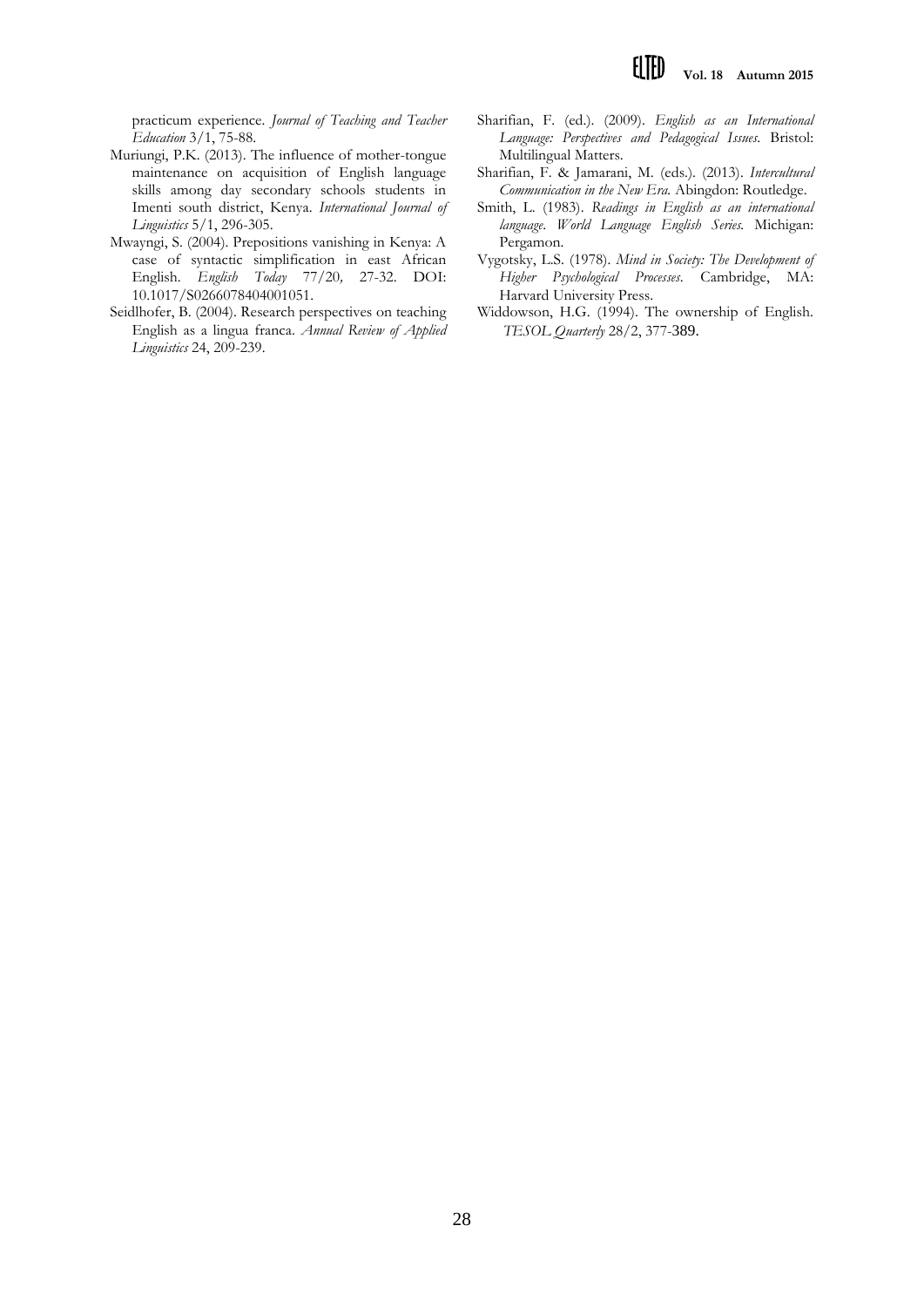practicum experience. *Journal of Teaching and Teacher Education* 3/1, 75-88.

Muriungi, P.K. (2013). The influence of mother-tongue maintenance on acquisition of English language skills among day secondary schools students in Imenti south district, Kenya. *International Journal of Linguistics* 5/1, 296-305.

Mwayngi, S. (2004). Prepositions vanishing in Kenya: A case of syntactic simplification in east African English. *English Today* 77/20, 27-32. DOI: 10.1017/S0266078404001051.

Seidlhofer, B. (2004). Research perspectives on teaching English as a lingua franca. *Annual Review of Applied Linguistics* 24, 209-239.

Sharifian, F. (ed.). (2009). *English as an International Language: Perspectives and Pedagogical Issues.* Bristol: Multilingual Matters.

Sharifian, F. & Jamarani, M. (eds.). (2013). *Intercultural Communication in the New Era.* Abingdon: Routledge.

Smith, L. (1983). *Readings in English as an international language. World Language English Series.* Michigan: Pergamon.

Vygotsky, L.S. (1978). *Mind in Society: The Development of Higher Psychological Processes*. Cambridge, MA: Harvard University Press.

Widdowson, H.G. (1994). The ownership of English. *TESOL Quarterly* 28/2, 377-389.